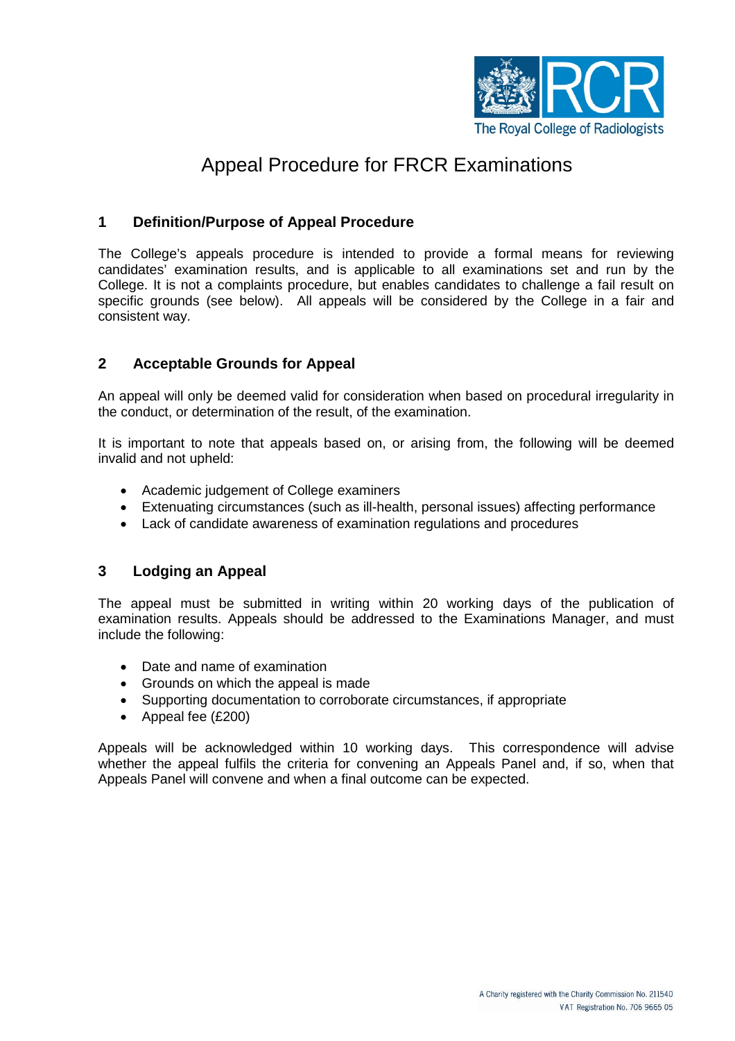# Appeal Procedure for FRCR Examinations

## 1 Definition/Purpose of Appeal Procedure

The College's appeals procedure is intended to provide a formal means for reviewing candidates' examination results, and is applicable to all examinations set and run by the College. It is not a complaints procedure, but enables candidates to challenge a fail result on specific grounds (see below). All appeals will be considered by the College in a fair and consistent way.

## 2 Acceptable Grounds for Appeal

An appeal will only be deemed valid for consideration when based on procedural irregularity in the conduct, or determination of the result, of the examination.

It is important to note that appeals based on, or arising from, the following will be deemed invalid and not upheld:

- Academic judgement of College examiners
- Extenuating circumstances (such as ill-health, personal issues) affecting performance
- Lack of candidate awareness of examination regulations and procedures

## 3 Lodging an Appeal

The appeal must be submitted in writing within 20 working days of the publication of examination results. Appeals should be addressed to the Examinations Manager, and must include the following:

- Date and name of examination
- Grounds on which the appeal is made
- Supporting documentation to corroborate circumstances, if appropriate
- Appeal fee (£200)

Appeals will be acknowledged within 10 working days. This correspondence will advise whether the appeal fulfils the criteria for convening an Appeals Panel and, if so, when that Appeals Panel will convene and when a final outcome can be expected.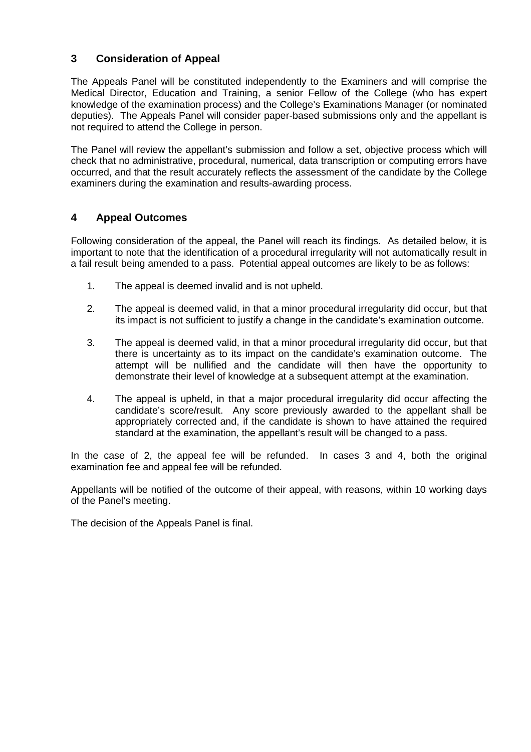## 3 Consideration of Appeal

The Appeals Panel will be constituted independently to the Examiners and will comprise the Medical Director, Education and Training, a senior Fellow of the College (who has expert knowledge of the examination process) and the College's Examinations Manager (or nominated deputies). The Appeals Panel will consider paper-based submissions only and the appellant is not required to attend the College in person.

The Panel will review the appellant's submission and follow a set, objective process which will check that no administrative, procedural, numerical, data transcription or computing errors have occurred, and that the result accurately reflects the assessment of the candidate by the College examiners during the examination and results-awarding process.

## 4 Appeal Outcomes

Following consideration of the appeal, the Panel will reach its findings. As detailed below, it is important to note that the identification of a procedural irregularity will not automatically result in a fail result being amended to a pass. Potential appeal outcomes are likely to be as follows:

1. The appeal is deemed invalid and is not upheld.
2. The appeal is deemed valid, in that a minor procedural irregularity did occur, but that its impact is not sufficient to justify a change in the candidate's examination outcome.
3. The appeal is deemed valid, in that a minor procedural irregularity did occur, but that there is uncertainty as to its impact on the candidate's examination outcome. The attempt will be nullified and the candidate will then have the opportunity to demonstrate their level of knowledge at a subsequent attempt at the examination.
4. The appeal is upheld, in that a major procedural irregularity did occur affecting the candidate's score/result. Any score previously awarded to the appellant shall be appropriately corrected and, if the candidate is shown to have attained the required standard at the examination, the appellant's result will be changed to a pass.

In the case of 2, the appeal fee will be refunded. In cases 3 and 4, both the original examination fee and appeal fee will be refunded.

Appellants will be notified of the outcome of their appeal, with reasons, within 10 working days of the Panel's meeting.

The decision of the Appeals Panel is final.